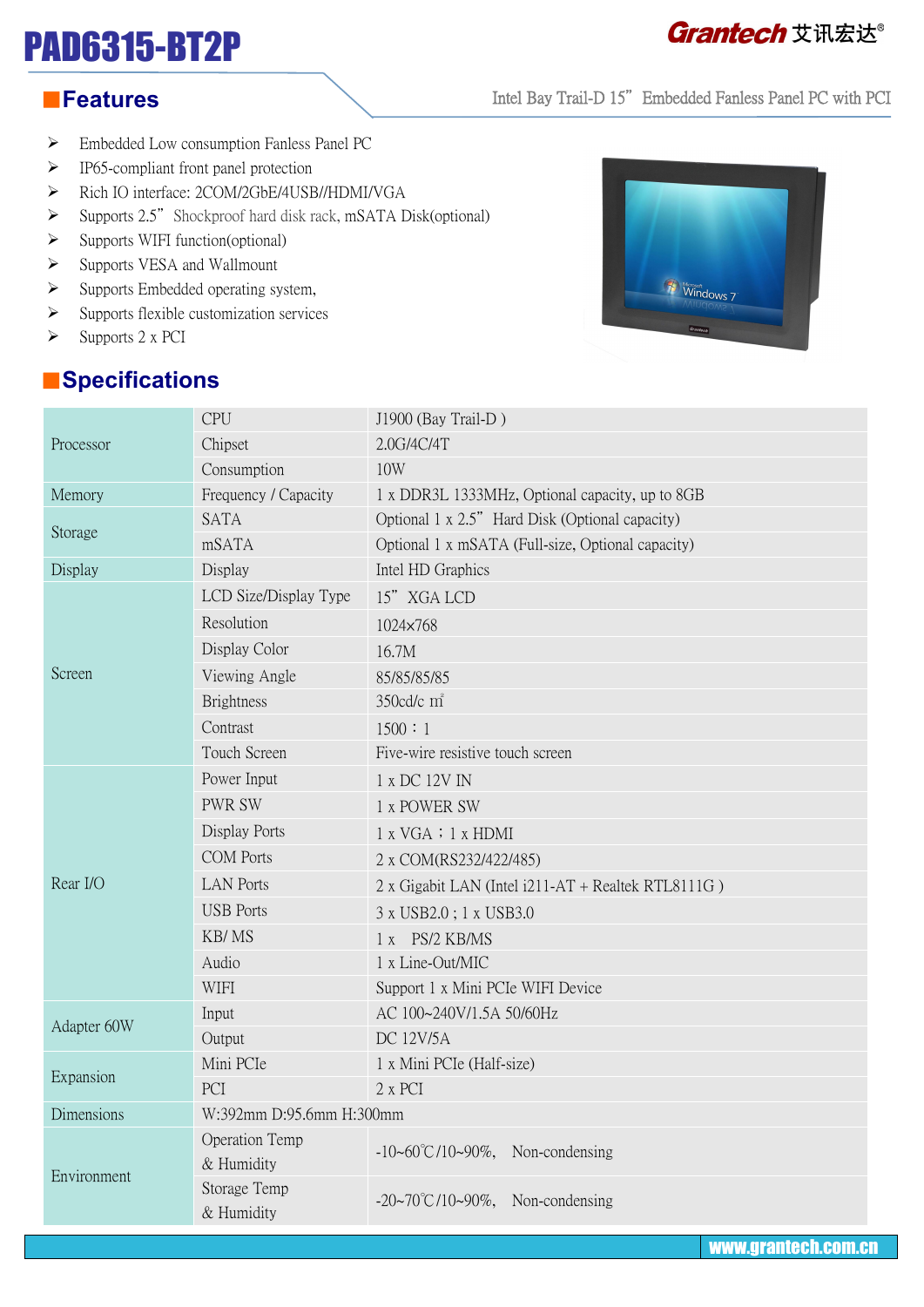# PAD6315-BT2P

Grantech 艾讯宏达®

Intel Bay Trail-D 15" Embedded Fanless Panel PC with PCI

## Features

- Embedded Low consumption Fanless Panel PC
- IP65-compliant front panel protection
- Rich IO interface: 2COM/2GbE/4USB//HDMI/VGA
- Supports 2.5" Shockproof hard disk rack, mSATA Disk(optional)
- Supports WIFI function(optional)
- Supports VESA and Wallmount
- Supports Embedded operating system,
- Supports flexible customization services
- Supports 2 x PCI

## Specifications

| | | |
|---|---|---|
| Processor | CPU | J1900 (Bay Trail-D ) |
| | Chipset | 2.0G/4C/4T |
| | Consumption | 10W |
| Memory | Frequency / Capacity | 1 x DDR3L 1333MHz, Optional capacity, up to 8GB |
| Storage | SATA | Optional 1 x 2.5" Hard Disk (Optional capacity) |
| | mSATA | Optional 1 x mSATA (Full-size, Optional capacity) |
| Display | Display | Intel HD Graphics |
| Screen | LCD Size/Display Type | 15" XGA LCD |
| | Resolution | 1024×768 |
| | Display Color | 16.7M |
| | Viewing Angle | 85/85/85/85 |
| | Brightness | 350cd/c ㎡ |
| | Contrast | 1500：1 |
| | Touch Screen | Five-wire resistive touch screen |
| Rear I/O | Power Input | 1 x DC 12V IN |
| | PWR SW | 1 x POWER SW |
| | Display Ports | 1 x VGA；1 x HDMI |
| | COM Ports | 2 x COM(RS232/422/485) |
| | LAN Ports | 2 x Gigabit LAN (Intel i211-AT + Realtek RTL8111G ) |
| | USB Ports | 3 x USB2.0 ; 1 x USB3.0 |
| | KB/ MS | 1 x PS/2 KB/MS |
| | Audio | 1 x Line-Out/MIC |
| | WIFI | Support 1 x Mini PCIe WIFI Device |
| Adapter 60W | Input | AC 100~240V/1.5A 50/60Hz |
| | Output | DC 12V/5A |
| Expansion | Mini PCIe | 1 x Mini PCIe (Half-size) |
| | PCI | 2 x PCI |
| Dimensions | W:392mm D:95.6mm H:300mm | |
| Environment | Operation Temp & Humidity | -10~60℃/10~90%, Non-condensing |
| | Storage Temp & Humidity | -20~70℃/10~90%, Non-condensing |

www.grantech.com.cn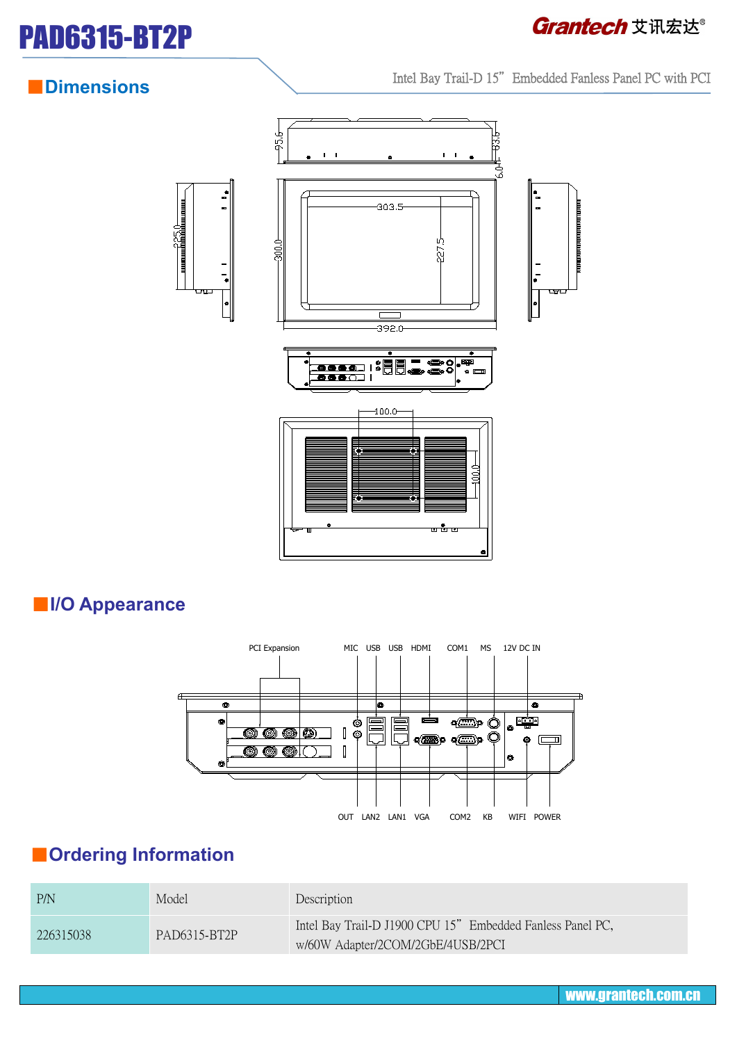# PAD6315-BT2P

## Dimensions

95.6
83.6
6.0
225.0
300.0
303.5
227.5
392.0
100.0
100.0

## I/O Appearance

PCI Expansion
MIC
USB
USB
HDMI
COM1
MS
12V DC IN
OUT
LAN2
LAN1
VGA
COM2
KB
WIFI
POWER

## Ordering Information

| P/N | Model | Description |
|---|---|---|
| 226315038 | PAD6315-BT2P | Intel Bay Trail-D J1900 CPU 15" Embedded Fanless Panel PC, w/60W Adapter/2COM/2GbE/4USB/2PCI |